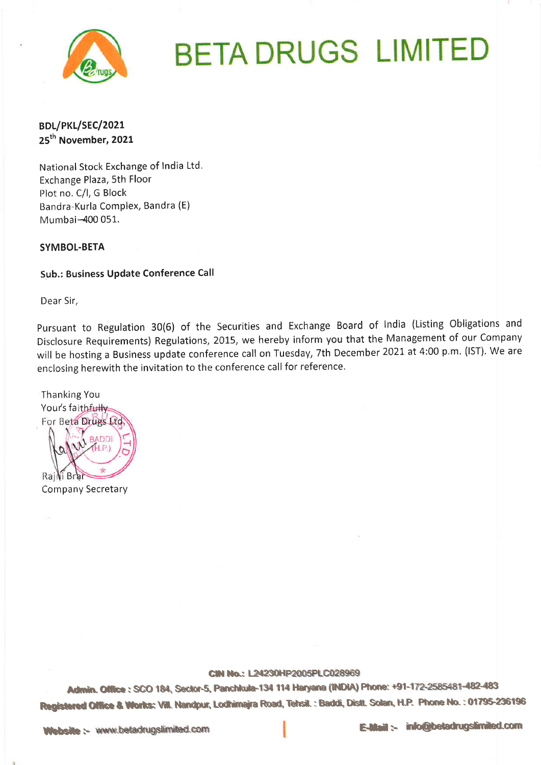# BETA DRUGS LIMITED

**BDL/PKL/SEC/2021**
**25th November, 2021**

National Stock Exchange of India Ltd.
Exchange Plaza, 5th Floor
Plot no. C/l, G Block
Bandra-Kurla Complex, Bandra (E)
Mumbai–400 051.

**SYMBOL-BETA**

**Sub.: Business Update Conference Call**

Dear Sir,

Pursuant to Regulation 30(6) of the Securities and Exchange Board of India (Listing Obligations and Disclosure Requirements) Regulations, 2015, we hereby inform you that the Management of our Company will be hosting a Business update conference call on Tuesday, 7th December 2021 at 4:00 p.m. (IST). We are enclosing herewith the invitation to the conference call for reference.

Thanking You
Your's faithfully
For Beta Drugs Ltd.

Rajni Brar
Company Secretary

CIN No.: L24230HP2005PLC028969

**Admin. Office** : SCO 184, Sector-5, Panchkula-134 114 Haryana (INDIA) Phone: +91-172-2585481-482-483

**Registered Office & Works:** Vill. Nandpur, Lodhimajra Road, Tehsil. : Baddi, Distt. Solan, H.P. Phone No. : 01795-236196

**Website** :- www.betadrugslimited.com | **E-Mail** :- info@betadrugslimited.com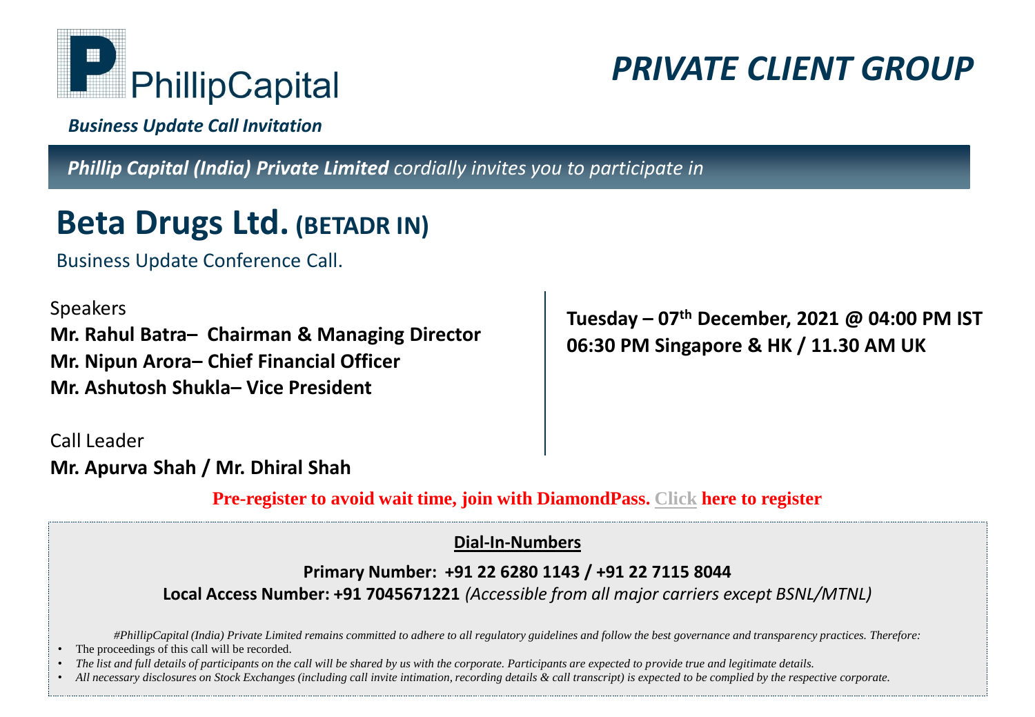PhillipCapital

# *PRIVATE CLIENT GROUP*

*Business Update Call Invitation*

***Phillip Capital (India) Private Limited** cordially invites you to participate in*

# Beta Drugs Ltd. (BETADR IN)

Business Update Conference Call.

Speakers

**Mr. Rahul Batra– Chairman & Managing Director**

**Mr. Nipun Arora– Chief Financial Officer**

**Mr. Ashutosh Shukla– Vice President**

Call Leader

**Mr. Apurva Shah / Mr. Dhiral Shah**

**Tuesday – 07th December, 2021 @ 04:00 PM IST**

**06:30 PM Singapore & HK / 11.30 AM UK**

**Pre-register to avoid wait time, join with DiamondPass. Click here to register**

**Dial-In-Numbers**

**Primary Number: +91 22 6280 1143 / +91 22 7115 8044**

**Local Access Number: +91 7045671221** *(Accessible from all major carriers except BSNL/MTNL)*

*#PhillipCapital (India) Private Limited remains committed to adhere to all regulatory guidelines and follow the best governance and transparency practices. Therefore:*

- The proceedings of this call will be recorded.
- *The list and full details of participants on the call will be shared by us with the corporate. Participants are expected to provide true and legitimate details.*
- *All necessary disclosures on Stock Exchanges (including call invite intimation, recording details & call transcript) is expected to be complied by the respective corporate.*